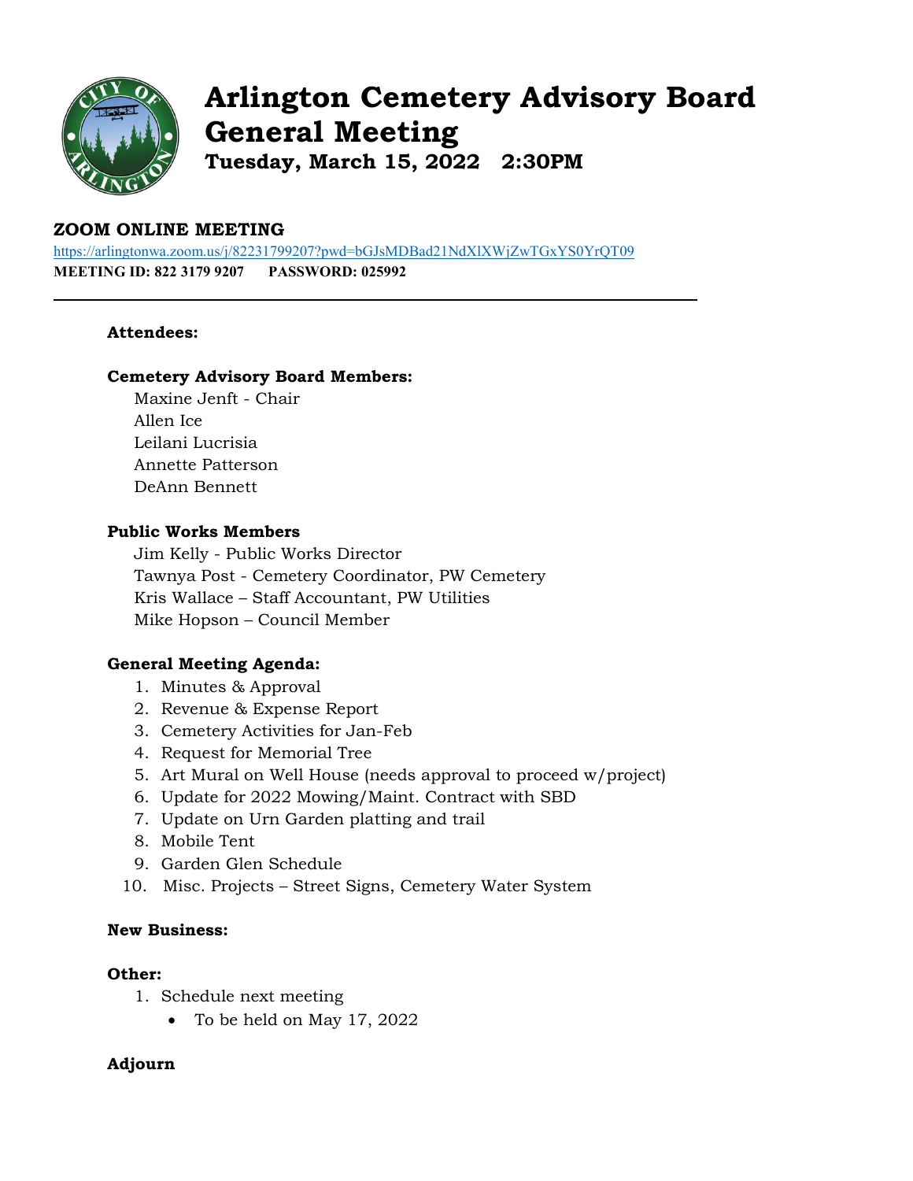# Arlington Cemetery Advisory Board General Meeting

**Tuesday, March 15, 2022 2:30PM**

## ZOOM ONLINE MEETING

https://arlingtonwa.zoom.us/j/82231799207?pwd=bGJsMDBad21NdXlXWjZwTGxYS0YrQT09

**MEETING ID: 822 3179 9207 PASSWORD: 025992**

---

**Attendees:**

**Cemetery Advisory Board Members:**

Maxine Jenft - Chair
Allen Ice
Leilani Lucrisia
Annette Patterson
DeAnn Bennett

**Public Works Members**

Jim Kelly - Public Works Director
Tawnya Post - Cemetery Coordinator, PW Cemetery
Kris Wallace – Staff Accountant, PW Utilities
Mike Hopson – Council Member

**General Meeting Agenda:**

1. Minutes & Approval
2. Revenue & Expense Report
3. Cemetery Activities for Jan-Feb
4. Request for Memorial Tree
5. Art Mural on Well House (needs approval to proceed w/project)
6. Update for 2022 Mowing/Maint. Contract with SBD
7. Update on Urn Garden platting and trail
8. Mobile Tent
9. Garden Glen Schedule
10. Misc. Projects – Street Signs, Cemetery Water System

**New Business:**

**Other:**

1. Schedule next meeting
   - To be held on May 17, 2022

**Adjourn**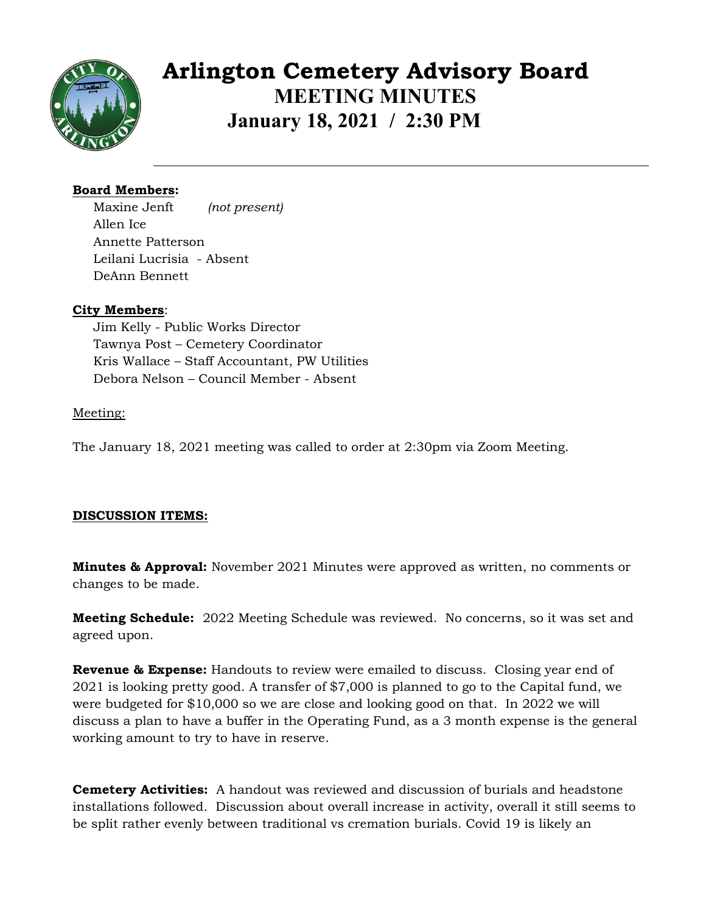# Arlington Cemetery Advisory Board
## MEETING MINUTES
## January 18, 2021 / 2:30 PM

**Board Members:**

Maxine Jenft *(not present)*
Allen Ice
Annette Patterson
Leilani Lucrisia - Absent
DeAnn Bennett

**City Members**:

Jim Kelly - Public Works Director
Tawnya Post – Cemetery Coordinator
Kris Wallace – Staff Accountant, PW Utilities
Debora Nelson – Council Member - Absent

Meeting:

The January 18, 2021 meeting was called to order at 2:30pm via Zoom Meeting.

**DISCUSSION ITEMS:**

**Minutes & Approval:** November 2021 Minutes were approved as written, no comments or changes to be made.

**Meeting Schedule:** 2022 Meeting Schedule was reviewed. No concerns, so it was set and agreed upon.

**Revenue & Expense:** Handouts to review were emailed to discuss. Closing year end of 2021 is looking pretty good. A transfer of $7,000 is planned to go to the Capital fund, we were budgeted for $10,000 so we are close and looking good on that. In 2022 we will discuss a plan to have a buffer in the Operating Fund, as a 3 month expense is the general working amount to try to have in reserve.

**Cemetery Activities:** A handout was reviewed and discussion of burials and headstone installations followed. Discussion about overall increase in activity, overall it still seems to be split rather evenly between traditional vs cremation burials. Covid 19 is likely an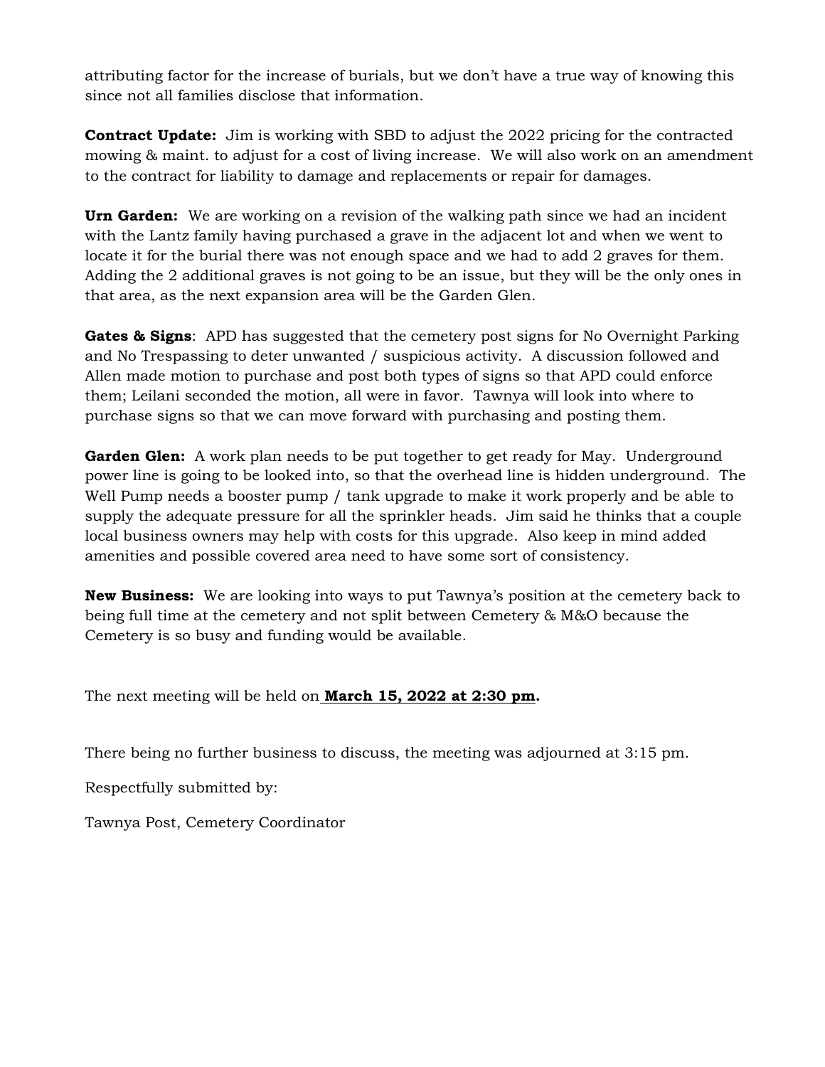attributing factor for the increase of burials, but we don't have a true way of knowing this since not all families disclose that information.

**Contract Update:** Jim is working with SBD to adjust the 2022 pricing for the contracted mowing & maint. to adjust for a cost of living increase. We will also work on an amendment to the contract for liability to damage and replacements or repair for damages.

**Urn Garden:** We are working on a revision of the walking path since we had an incident with the Lantz family having purchased a grave in the adjacent lot and when we went to locate it for the burial there was not enough space and we had to add 2 graves for them. Adding the 2 additional graves is not going to be an issue, but they will be the only ones in that area, as the next expansion area will be the Garden Glen.

**Gates & Signs**: APD has suggested that the cemetery post signs for No Overnight Parking and No Trespassing to deter unwanted / suspicious activity. A discussion followed and Allen made motion to purchase and post both types of signs so that APD could enforce them; Leilani seconded the motion, all were in favor. Tawnya will look into where to purchase signs so that we can move forward with purchasing and posting them.

**Garden Glen:** A work plan needs to be put together to get ready for May. Underground power line is going to be looked into, so that the overhead line is hidden underground. The Well Pump needs a booster pump / tank upgrade to make it work properly and be able to supply the adequate pressure for all the sprinkler heads. Jim said he thinks that a couple local business owners may help with costs for this upgrade. Also keep in mind added amenities and possible covered area need to have some sort of consistency.

**New Business:** We are looking into ways to put Tawnya's position at the cemetery back to being full time at the cemetery and not split between Cemetery & M&O because the Cemetery is so busy and funding would be available.

The next meeting will be held on **March 15, 2022 at 2:30 pm.**

There being no further business to discuss, the meeting was adjourned at 3:15 pm.

Respectfully submitted by:

Tawnya Post, Cemetery Coordinator